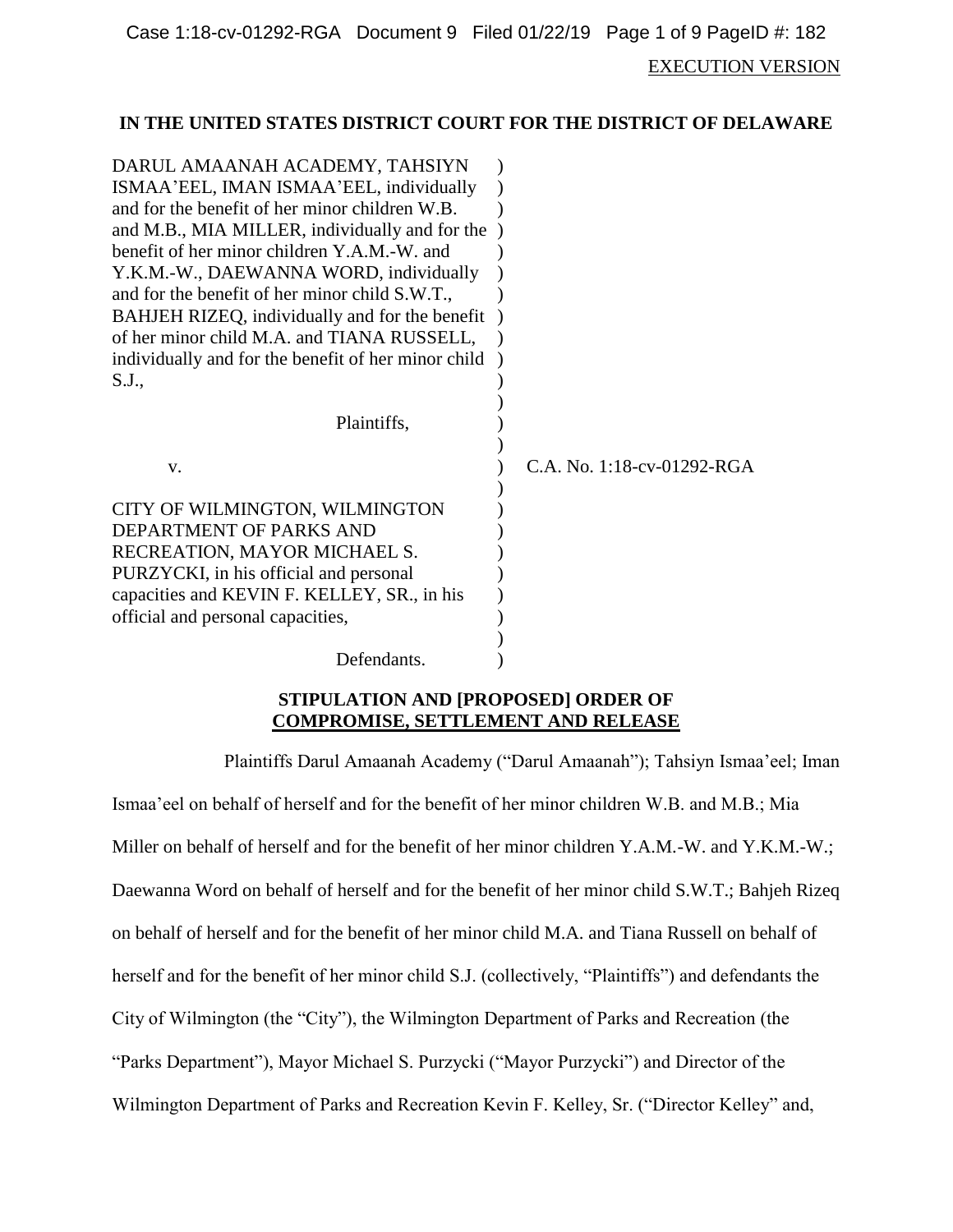EXECUTION VERSION

**IN THE UNITED STATES DISTRICT COURT FOR THE DISTRICT OF DELAWARE**

| | |
|---|---|
| DARUL AMAANAH ACADEMY, TAHSIYN ISMAA'EEL, IMAN ISMAA'EEL, individually and for the benefit of her minor children W.B. and M.B., MIA MILLER, individually and for the benefit of her minor children Y.A.M.-W. and Y.K.M.-W., DAEWANNA WORD, individually and for the benefit of her minor child S.W.T., BAHJEH RIZEQ, individually and for the benefit of her minor child M.A. and TIANA RUSSELL, individually and for the benefit of her minor child S.J., | |
| Plaintiffs, | |
| v. | C.A. No. 1:18-cv-01292-RGA |
| CITY OF WILMINGTON, WILMINGTON DEPARTMENT OF PARKS AND RECREATION, MAYOR MICHAEL S. PURZYCKI, in his official and personal capacities and KEVIN F. KELLEY, SR., in his official and personal capacities, | |
| Defendants. | |

**STIPULATION AND [PROPOSED] ORDER OF**
**COMPROMISE, SETTLEMENT AND RELEASE**

Plaintiffs Darul Amaanah Academy ("Darul Amaanah"); Tahsiyn Ismaa'eel; Iman Ismaa'eel on behalf of herself and for the benefit of her minor children W.B. and M.B.; Mia Miller on behalf of herself and for the benefit of her minor children Y.A.M.-W. and Y.K.M.-W.; Daewanna Word on behalf of herself and for the benefit of her minor child S.W.T.; Bahjeh Rizeq on behalf of herself and for the benefit of her minor child M.A. and Tiana Russell on behalf of herself and for the benefit of her minor child S.J. (collectively, "Plaintiffs") and defendants the City of Wilmington (the "City"), the Wilmington Department of Parks and Recreation (the "Parks Department"), Mayor Michael S. Purzycki ("Mayor Purzycki") and Director of the Wilmington Department of Parks and Recreation Kevin F. Kelley, Sr. ("Director Kelley" and,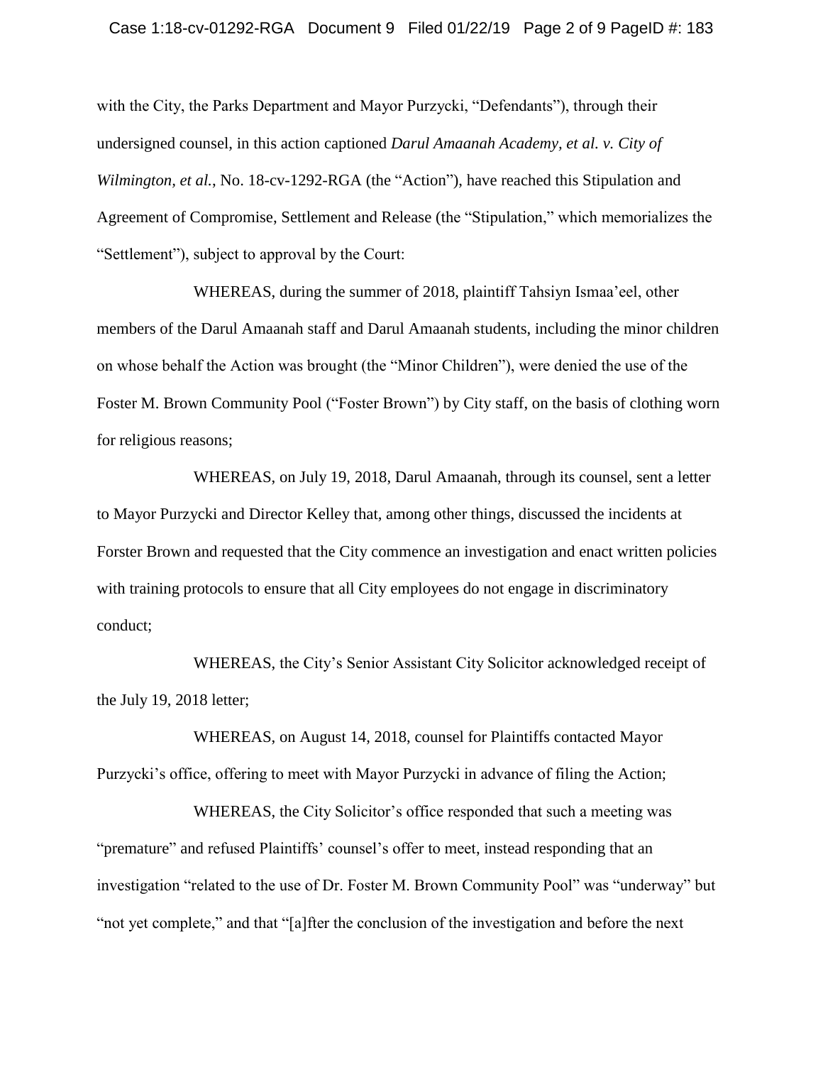with the City, the Parks Department and Mayor Purzycki, "Defendants"), through their undersigned counsel, in this action captioned *Darul Amaanah Academy, et al. v. City of Wilmington, et al.*, No. 18-cv-1292-RGA (the "Action"), have reached this Stipulation and Agreement of Compromise, Settlement and Release (the "Stipulation," which memorializes the "Settlement"), subject to approval by the Court:

WHEREAS, during the summer of 2018, plaintiff Tahsiyn Ismaa'eel, other members of the Darul Amaanah staff and Darul Amaanah students, including the minor children on whose behalf the Action was brought (the "Minor Children"), were denied the use of the Foster M. Brown Community Pool ("Foster Brown") by City staff, on the basis of clothing worn for religious reasons;

WHEREAS, on July 19, 2018, Darul Amaanah, through its counsel, sent a letter to Mayor Purzycki and Director Kelley that, among other things, discussed the incidents at Forster Brown and requested that the City commence an investigation and enact written policies with training protocols to ensure that all City employees do not engage in discriminatory conduct;

WHEREAS, the City's Senior Assistant City Solicitor acknowledged receipt of the July 19, 2018 letter;

WHEREAS, on August 14, 2018, counsel for Plaintiffs contacted Mayor Purzycki's office, offering to meet with Mayor Purzycki in advance of filing the Action;

WHEREAS, the City Solicitor's office responded that such a meeting was "premature" and refused Plaintiffs' counsel's offer to meet, instead responding that an investigation "related to the use of Dr. Foster M. Brown Community Pool" was "underway" but "not yet complete," and that "[a]fter the conclusion of the investigation and before the next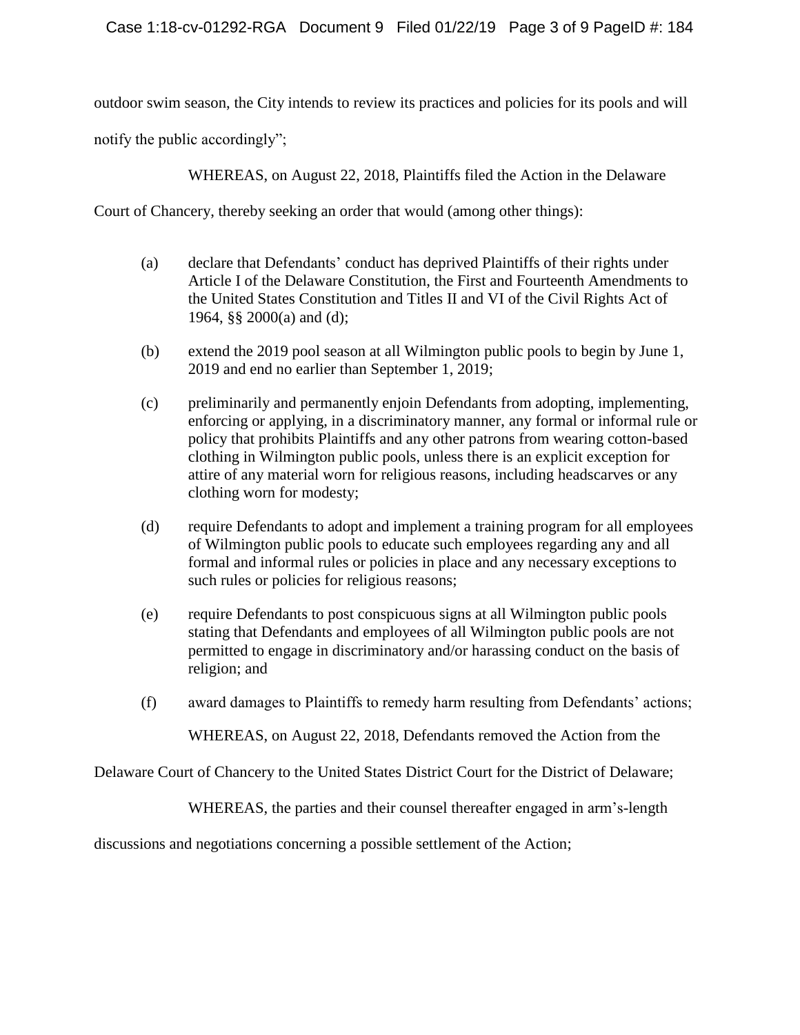outdoor swim season, the City intends to review its practices and policies for its pools and will notify the public accordingly";

WHEREAS, on August 22, 2018, Plaintiffs filed the Action in the Delaware Court of Chancery, thereby seeking an order that would (among other things):

(a) declare that Defendants' conduct has deprived Plaintiffs of their rights under Article I of the Delaware Constitution, the First and Fourteenth Amendments to the United States Constitution and Titles II and VI of the Civil Rights Act of 1964, §§ 2000(a) and (d);

(b) extend the 2019 pool season at all Wilmington public pools to begin by June 1, 2019 and end no earlier than September 1, 2019;

(c) preliminarily and permanently enjoin Defendants from adopting, implementing, enforcing or applying, in a discriminatory manner, any formal or informal rule or policy that prohibits Plaintiffs and any other patrons from wearing cotton-based clothing in Wilmington public pools, unless there is an explicit exception for attire of any material worn for religious reasons, including headscarves or any clothing worn for modesty;

(d) require Defendants to adopt and implement a training program for all employees of Wilmington public pools to educate such employees regarding any and all formal and informal rules or policies in place and any necessary exceptions to such rules or policies for religious reasons;

(e) require Defendants to post conspicuous signs at all Wilmington public pools stating that Defendants and employees of all Wilmington public pools are not permitted to engage in discriminatory and/or harassing conduct on the basis of religion; and

(f) award damages to Plaintiffs to remedy harm resulting from Defendants' actions;

WHEREAS, on August 22, 2018, Defendants removed the Action from the Delaware Court of Chancery to the United States District Court for the District of Delaware;

WHEREAS, the parties and their counsel thereafter engaged in arm's-length discussions and negotiations concerning a possible settlement of the Action;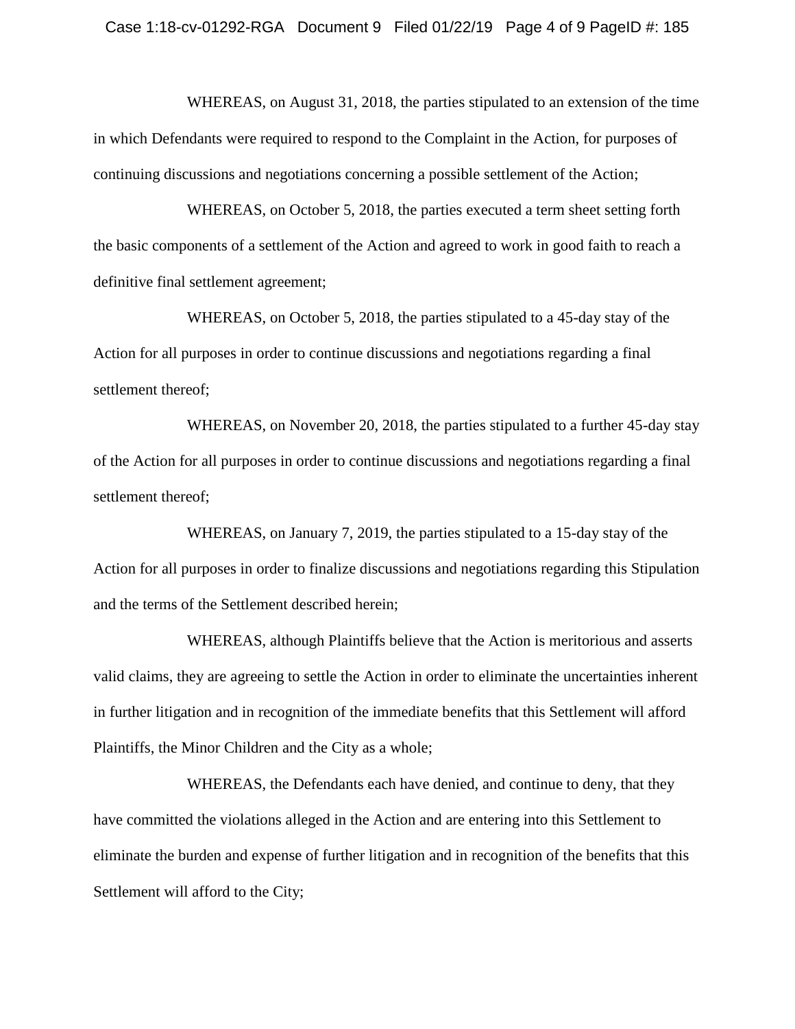WHEREAS, on August 31, 2018, the parties stipulated to an extension of the time in which Defendants were required to respond to the Complaint in the Action, for purposes of continuing discussions and negotiations concerning a possible settlement of the Action;

WHEREAS, on October 5, 2018, the parties executed a term sheet setting forth the basic components of a settlement of the Action and agreed to work in good faith to reach a definitive final settlement agreement;

WHEREAS, on October 5, 2018, the parties stipulated to a 45-day stay of the Action for all purposes in order to continue discussions and negotiations regarding a final settlement thereof;

WHEREAS, on November 20, 2018, the parties stipulated to a further 45-day stay of the Action for all purposes in order to continue discussions and negotiations regarding a final settlement thereof;

WHEREAS, on January 7, 2019, the parties stipulated to a 15-day stay of the Action for all purposes in order to finalize discussions and negotiations regarding this Stipulation and the terms of the Settlement described herein;

WHEREAS, although Plaintiffs believe that the Action is meritorious and asserts valid claims, they are agreeing to settle the Action in order to eliminate the uncertainties inherent in further litigation and in recognition of the immediate benefits that this Settlement will afford Plaintiffs, the Minor Children and the City as a whole;

WHEREAS, the Defendants each have denied, and continue to deny, that they have committed the violations alleged in the Action and are entering into this Settlement to eliminate the burden and expense of further litigation and in recognition of the benefits that this Settlement will afford to the City;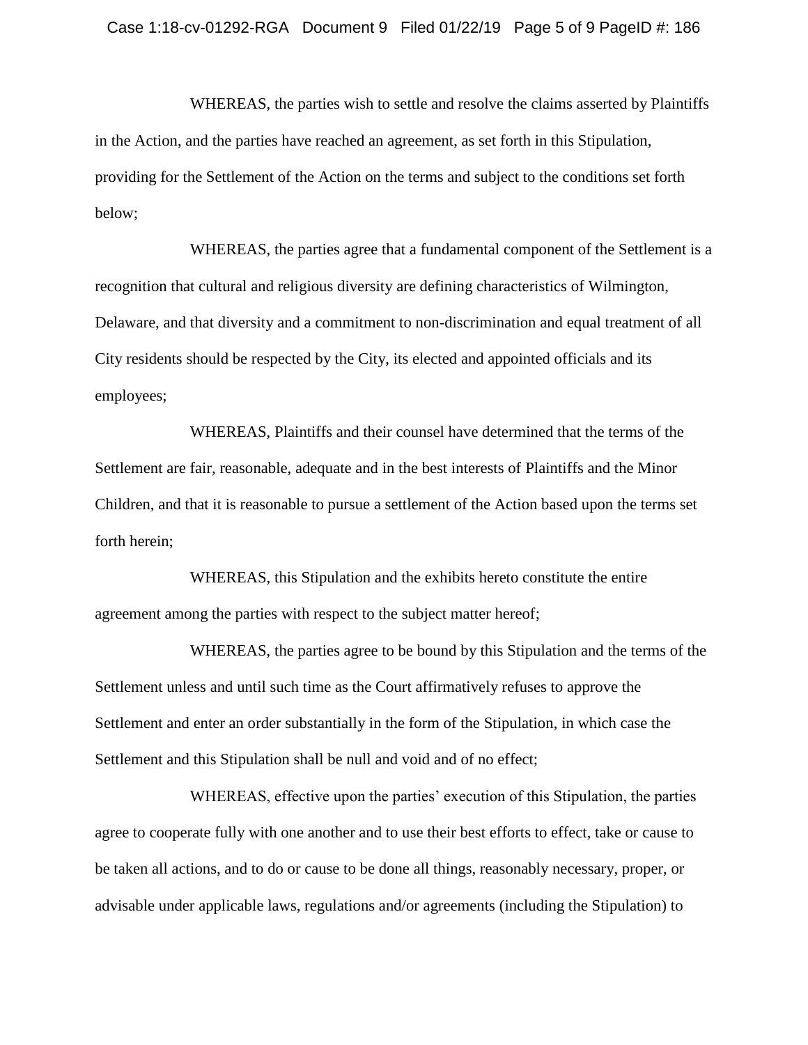WHEREAS, the parties wish to settle and resolve the claims asserted by Plaintiffs in the Action, and the parties have reached an agreement, as set forth in this Stipulation, providing for the Settlement of the Action on the terms and subject to the conditions set forth below;

WHEREAS, the parties agree that a fundamental component of the Settlement is a recognition that cultural and religious diversity are defining characteristics of Wilmington, Delaware, and that diversity and a commitment to non-discrimination and equal treatment of all City residents should be respected by the City, its elected and appointed officials and its employees;

WHEREAS, Plaintiffs and their counsel have determined that the terms of the Settlement are fair, reasonable, adequate and in the best interests of Plaintiffs and the Minor Children, and that it is reasonable to pursue a settlement of the Action based upon the terms set forth herein;

WHEREAS, this Stipulation and the exhibits hereto constitute the entire agreement among the parties with respect to the subject matter hereof;

WHEREAS, the parties agree to be bound by this Stipulation and the terms of the Settlement unless and until such time as the Court affirmatively refuses to approve the Settlement and enter an order substantially in the form of the Stipulation, in which case the Settlement and this Stipulation shall be null and void and of no effect;

WHEREAS, effective upon the parties' execution of this Stipulation, the parties agree to cooperate fully with one another and to use their best efforts to effect, take or cause to be taken all actions, and to do or cause to be done all things, reasonably necessary, proper, or advisable under applicable laws, regulations and/or agreements (including the Stipulation) to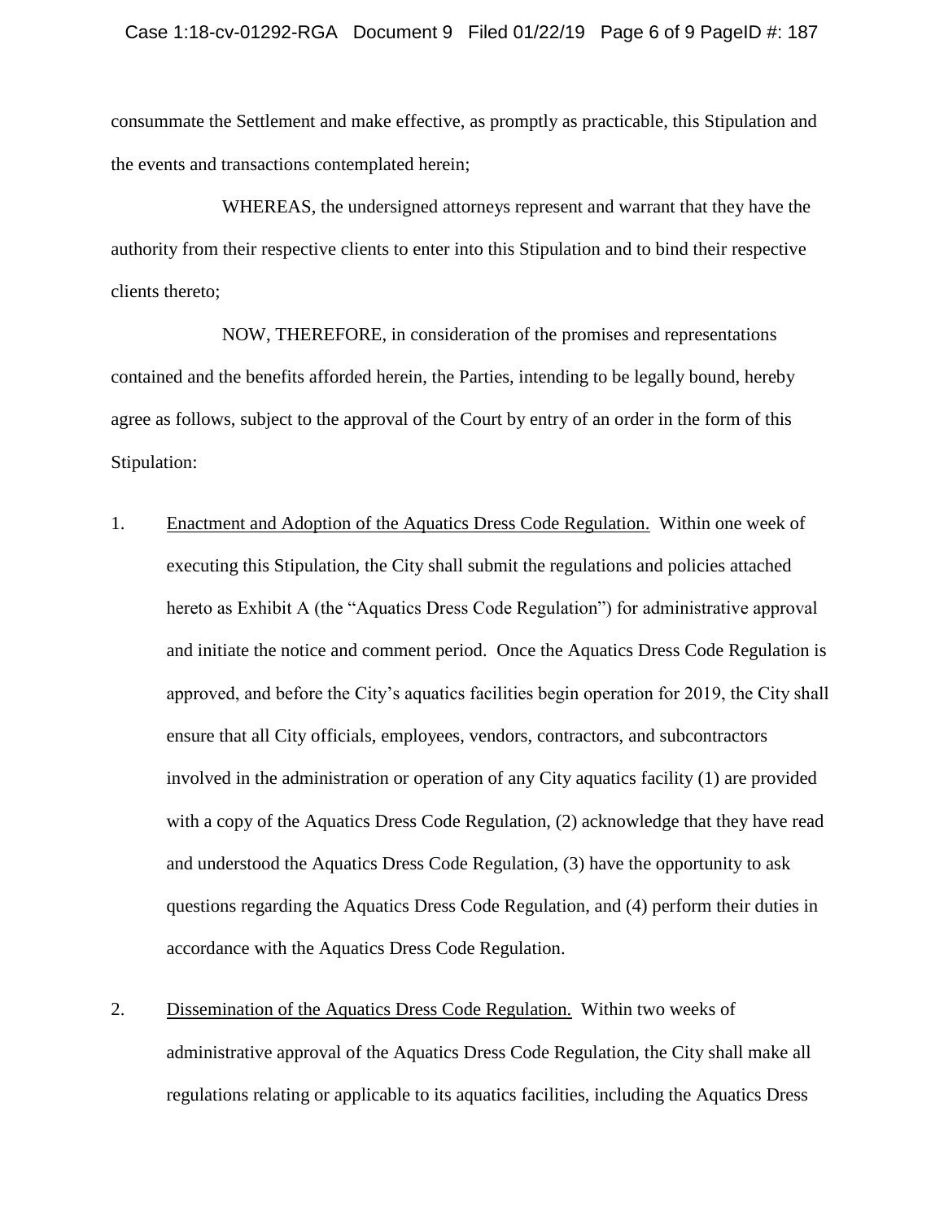consummate the Settlement and make effective, as promptly as practicable, this Stipulation and the events and transactions contemplated herein;

WHEREAS, the undersigned attorneys represent and warrant that they have the authority from their respective clients to enter into this Stipulation and to bind their respective clients thereto;

NOW, THEREFORE, in consideration of the promises and representations contained and the benefits afforded herein, the Parties, intending to be legally bound, hereby agree as follows, subject to the approval of the Court by entry of an order in the form of this Stipulation:

1. Enactment and Adoption of the Aquatics Dress Code Regulation. Within one week of executing this Stipulation, the City shall submit the regulations and policies attached hereto as Exhibit A (the "Aquatics Dress Code Regulation") for administrative approval and initiate the notice and comment period. Once the Aquatics Dress Code Regulation is approved, and before the City's aquatics facilities begin operation for 2019, the City shall ensure that all City officials, employees, vendors, contractors, and subcontractors involved in the administration or operation of any City aquatics facility (1) are provided with a copy of the Aquatics Dress Code Regulation, (2) acknowledge that they have read and understood the Aquatics Dress Code Regulation, (3) have the opportunity to ask questions regarding the Aquatics Dress Code Regulation, and (4) perform their duties in accordance with the Aquatics Dress Code Regulation.

2. Dissemination of the Aquatics Dress Code Regulation. Within two weeks of administrative approval of the Aquatics Dress Code Regulation, the City shall make all regulations relating or applicable to its aquatics facilities, including the Aquatics Dress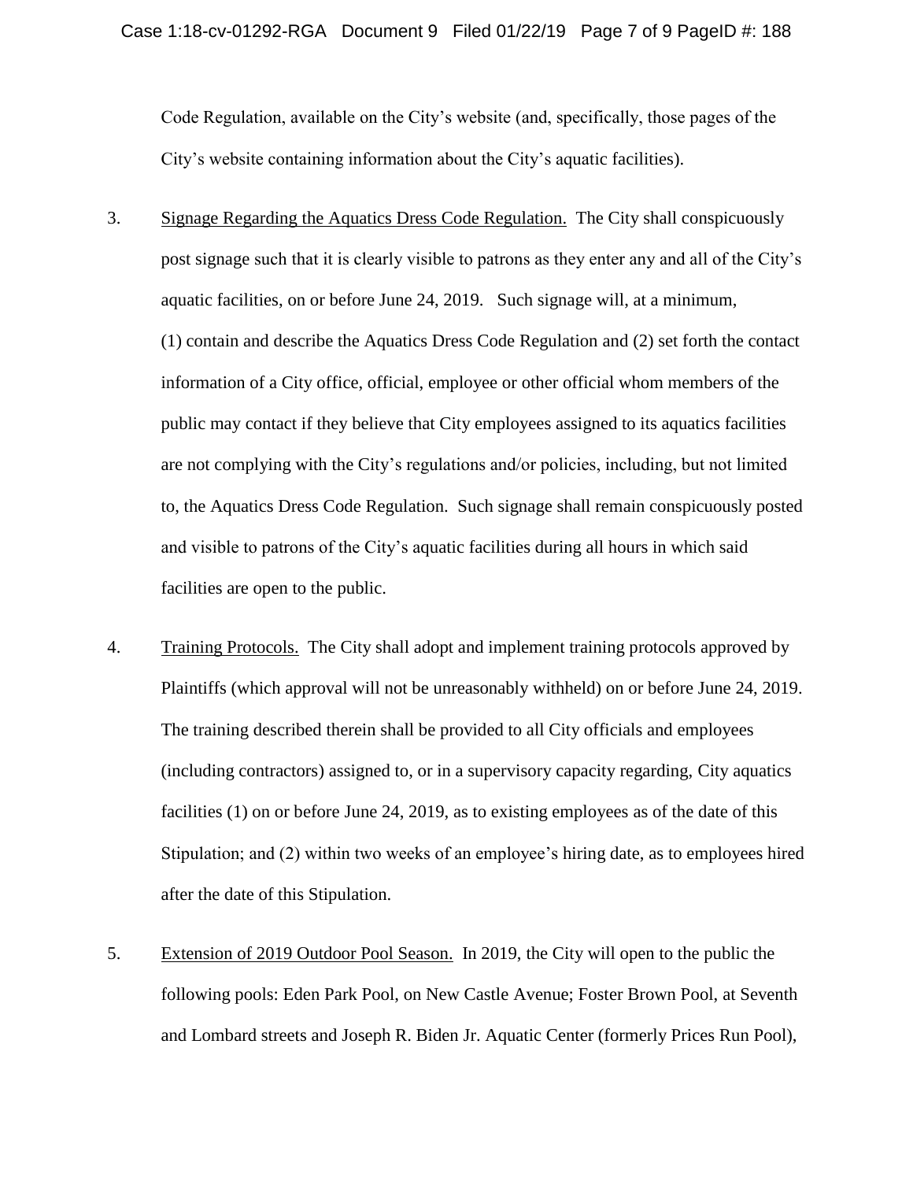Code Regulation, available on the City's website (and, specifically, those pages of the City's website containing information about the City's aquatic facilities).

3. Signage Regarding the Aquatics Dress Code Regulation. The City shall conspicuously post signage such that it is clearly visible to patrons as they enter any and all of the City's aquatic facilities, on or before June 24, 2019. Such signage will, at a minimum, (1) contain and describe the Aquatics Dress Code Regulation and (2) set forth the contact information of a City office, official, employee or other official whom members of the public may contact if they believe that City employees assigned to its aquatics facilities are not complying with the City's regulations and/or policies, including, but not limited to, the Aquatics Dress Code Regulation. Such signage shall remain conspicuously posted and visible to patrons of the City's aquatic facilities during all hours in which said facilities are open to the public.

4. Training Protocols. The City shall adopt and implement training protocols approved by Plaintiffs (which approval will not be unreasonably withheld) on or before June 24, 2019. The training described therein shall be provided to all City officials and employees (including contractors) assigned to, or in a supervisory capacity regarding, City aquatics facilities (1) on or before June 24, 2019, as to existing employees as of the date of this Stipulation; and (2) within two weeks of an employee's hiring date, as to employees hired after the date of this Stipulation.

5. Extension of 2019 Outdoor Pool Season. In 2019, the City will open to the public the following pools: Eden Park Pool, on New Castle Avenue; Foster Brown Pool, at Seventh and Lombard streets and Joseph R. Biden Jr. Aquatic Center (formerly Prices Run Pool),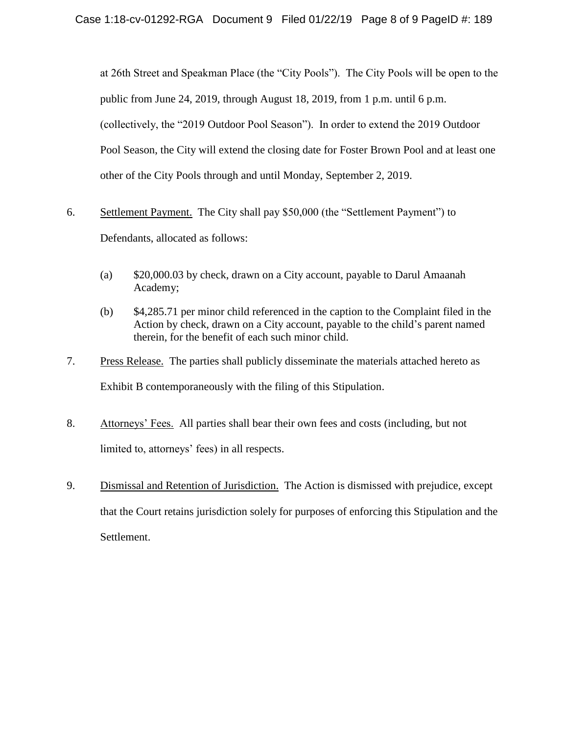at 26th Street and Speakman Place (the "City Pools"). The City Pools will be open to the public from June 24, 2019, through August 18, 2019, from 1 p.m. until 6 p.m. (collectively, the "2019 Outdoor Pool Season"). In order to extend the 2019 Outdoor Pool Season, the City will extend the closing date for Foster Brown Pool and at least one other of the City Pools through and until Monday, September 2, 2019.

6. Settlement Payment. The City shall pay $50,000 (the "Settlement Payment") to Defendants, allocated as follows:

   (a) $20,000.03 by check, drawn on a City account, payable to Darul Amaanah Academy;

   (b) $4,285.71 per minor child referenced in the caption to the Complaint filed in the Action by check, drawn on a City account, payable to the child's parent named therein, for the benefit of each such minor child.

7. Press Release. The parties shall publicly disseminate the materials attached hereto as Exhibit B contemporaneously with the filing of this Stipulation.

8. Attorneys' Fees. All parties shall bear their own fees and costs (including, but not limited to, attorneys' fees) in all respects.

9. Dismissal and Retention of Jurisdiction. The Action is dismissed with prejudice, except that the Court retains jurisdiction solely for purposes of enforcing this Stipulation and the Settlement.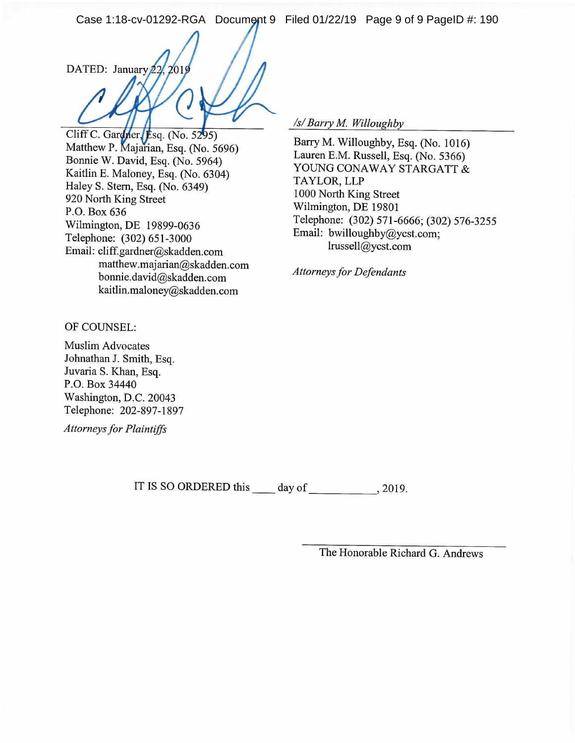DATED: January 22, 2019

Cliff C. Gardner, Esq. (No. 5295)
Matthew P. Majarian, Esq. (No. 5696)
Bonnie W. David, Esq. (No. 5964)
Kaitlin E. Maloney, Esq. (No. 6304)
Haley S. Stern, Esq. (No. 6349)
920 North King Street
P.O. Box 636
Wilmington, DE 19899-0636
Telephone: (302) 651-3000
Email: cliff.gardner@skadden.com
matthew.majarian@skadden.com
bonnie.david@skadden.com
kaitlin.maloney@skadden.com

OF COUNSEL:

Muslim Advocates
Johnathan J. Smith, Esq.
Juvaria S. Khan, Esq.
P.O. Box 34440
Washington, D.C. 20043
Telephone: 202-897-1897

*Attorneys for Plaintiffs*

*/s/ Barry M. Willoughby*

Barry M. Willoughby, Esq. (No. 1016)
Lauren E.M. Russell, Esq. (No. 5366)
YOUNG CONAWAY STARGATT & TAYLOR, LLP
1000 North King Street
Wilmington, DE 19801
Telephone: (302) 571-6666; (302) 576-3255
Email: bwilloughby@ycst.com;
lrussell@ycst.com

*Attorneys for Defendants*

IT IS SO ORDERED this ____ day of ___________, 2019.

______________________________
The Honorable Richard G. Andrews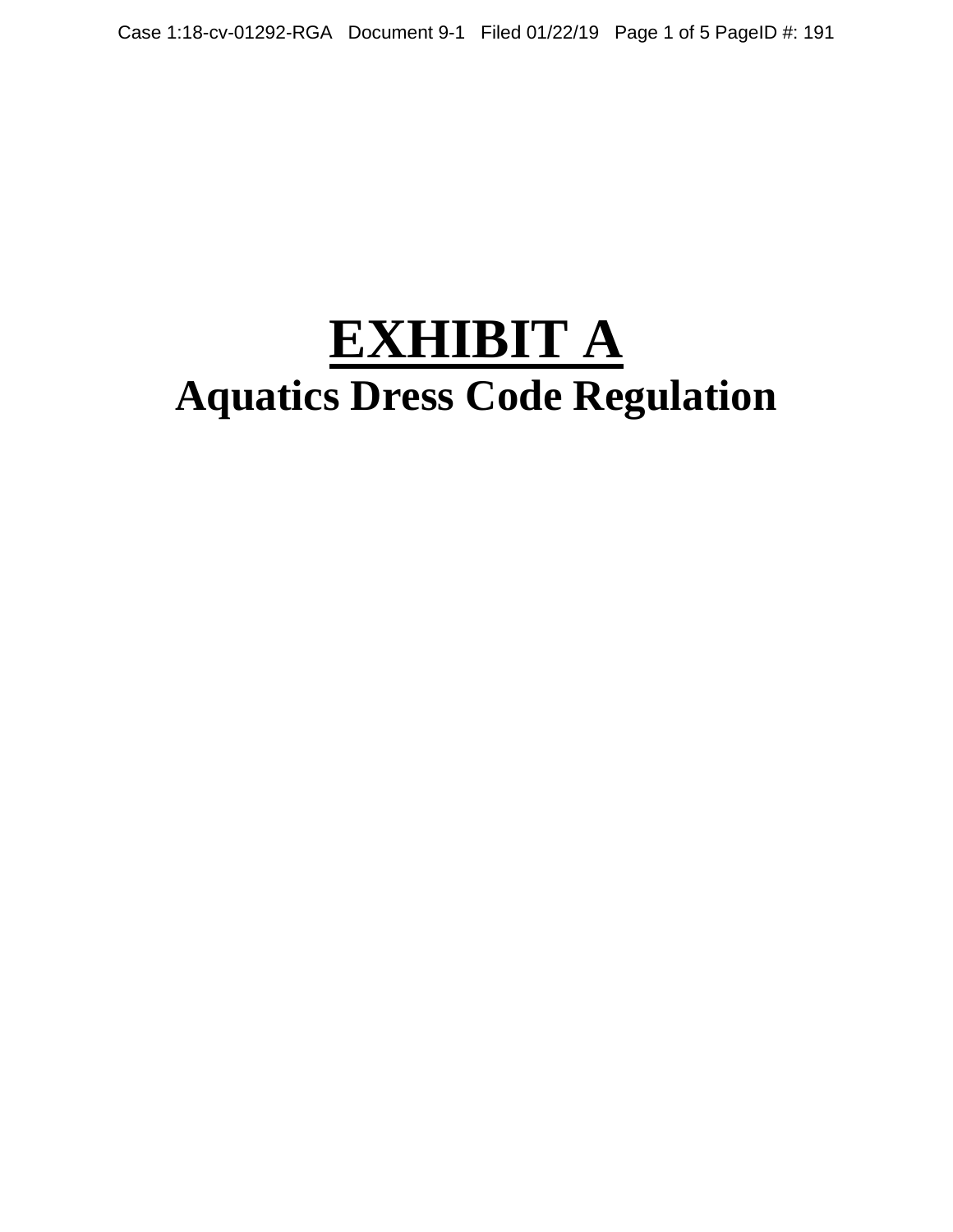# EXHIBIT A

## Aquatics Dress Code Regulation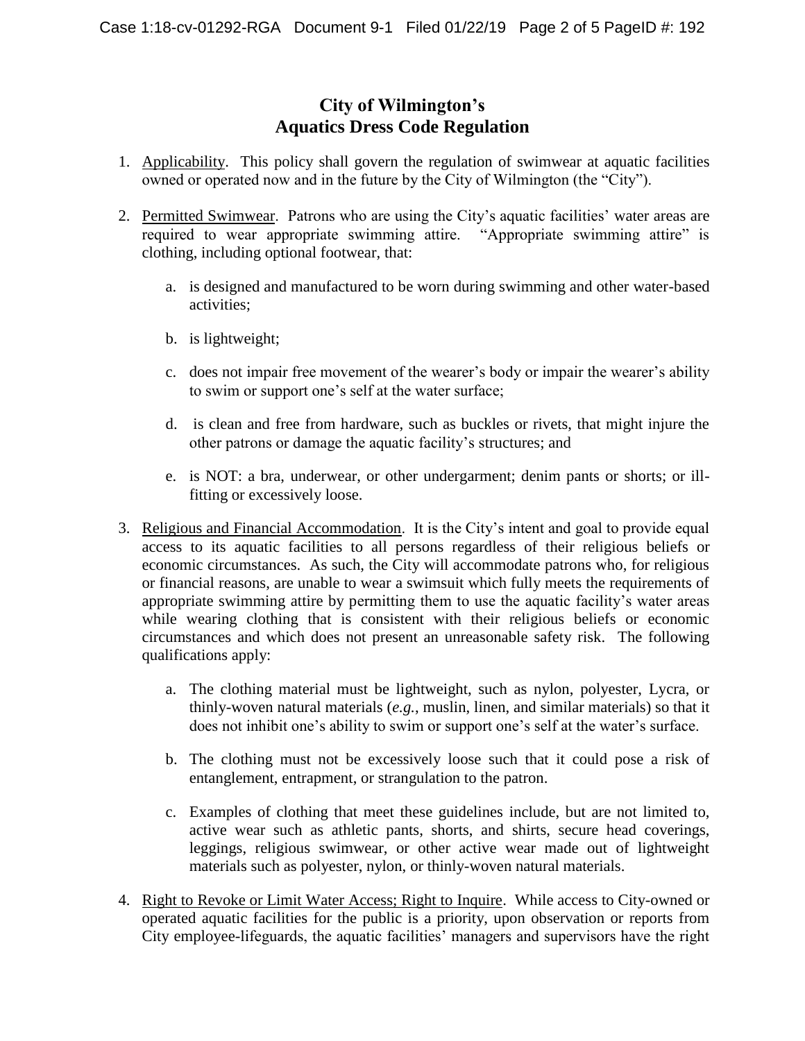# City of Wilmington's
# Aquatics Dress Code Regulation

1. Applicability. This policy shall govern the regulation of swimwear at aquatic facilities owned or operated now and in the future by the City of Wilmington (the "City").

2. Permitted Swimwear. Patrons who are using the City's aquatic facilities' water areas are required to wear appropriate swimming attire. "Appropriate swimming attire" is clothing, including optional footwear, that:

   a. is designed and manufactured to be worn during swimming and other water-based activities;

   b. is lightweight;

   c. does not impair free movement of the wearer's body or impair the wearer's ability to swim or support one's self at the water surface;

   d. is clean and free from hardware, such as buckles or rivets, that might injure the other patrons or damage the aquatic facility's structures; and

   e. is NOT: a bra, underwear, or other undergarment; denim pants or shorts; or ill-fitting or excessively loose.

3. Religious and Financial Accommodation. It is the City's intent and goal to provide equal access to its aquatic facilities to all persons regardless of their religious beliefs or economic circumstances. As such, the City will accommodate patrons who, for religious or financial reasons, are unable to wear a swimsuit which fully meets the requirements of appropriate swimming attire by permitting them to use the aquatic facility's water areas while wearing clothing that is consistent with their religious beliefs or economic circumstances and which does not present an unreasonable safety risk. The following qualifications apply:

   a. The clothing material must be lightweight, such as nylon, polyester, Lycra, or thinly-woven natural materials (*e.g.*, muslin, linen, and similar materials) so that it does not inhibit one's ability to swim or support one's self at the water's surface.

   b. The clothing must not be excessively loose such that it could pose a risk of entanglement, entrapment, or strangulation to the patron.

   c. Examples of clothing that meet these guidelines include, but are not limited to, active wear such as athletic pants, shorts, and shirts, secure head coverings, leggings, religious swimwear, or other active wear made out of lightweight materials such as polyester, nylon, or thinly-woven natural materials.

4. Right to Revoke or Limit Water Access; Right to Inquire. While access to City-owned or operated aquatic facilities for the public is a priority, upon observation or reports from City employee-lifeguards, the aquatic facilities' managers and supervisors have the right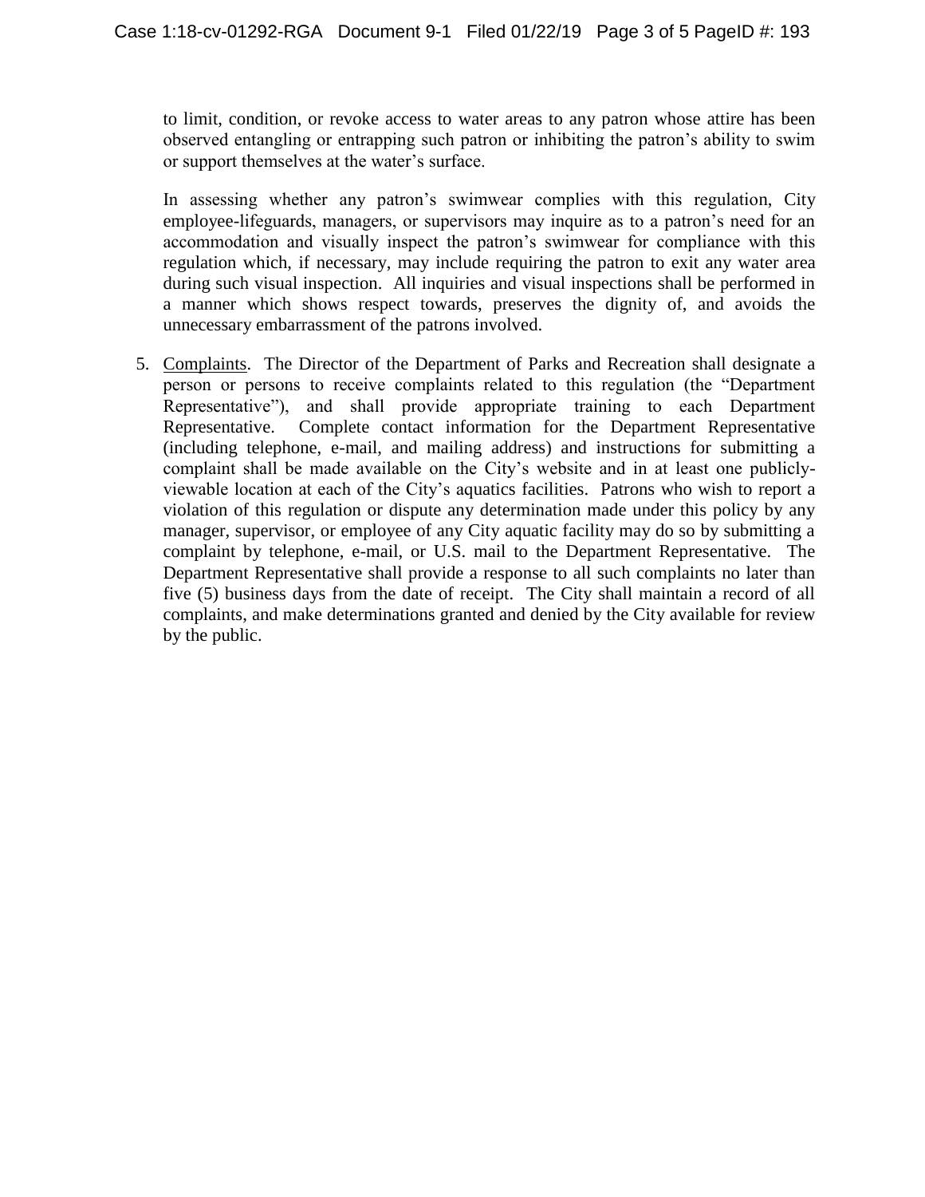to limit, condition, or revoke access to water areas to any patron whose attire has been observed entangling or entrapping such patron or inhibiting the patron's ability to swim or support themselves at the water's surface.

In assessing whether any patron's swimwear complies with this regulation, City employee-lifeguards, managers, or supervisors may inquire as to a patron's need for an accommodation and visually inspect the patron's swimwear for compliance with this regulation which, if necessary, may include requiring the patron to exit any water area during such visual inspection. All inquiries and visual inspections shall be performed in a manner which shows respect towards, preserves the dignity of, and avoids the unnecessary embarrassment of the patrons involved.

5. <u>Complaints</u>. The Director of the Department of Parks and Recreation shall designate a person or persons to receive complaints related to this regulation (the "Department Representative"), and shall provide appropriate training to each Department Representative. Complete contact information for the Department Representative (including telephone, e-mail, and mailing address) and instructions for submitting a complaint shall be made available on the City's website and in at least one publicly-viewable location at each of the City's aquatics facilities. Patrons who wish to report a violation of this regulation or dispute any determination made under this policy by any manager, supervisor, or employee of any City aquatic facility may do so by submitting a complaint by telephone, e-mail, or U.S. mail to the Department Representative. The Department Representative shall provide a response to all such complaints no later than five (5) business days from the date of receipt. The City shall maintain a record of all complaints, and make determinations granted and denied by the City available for review by the public.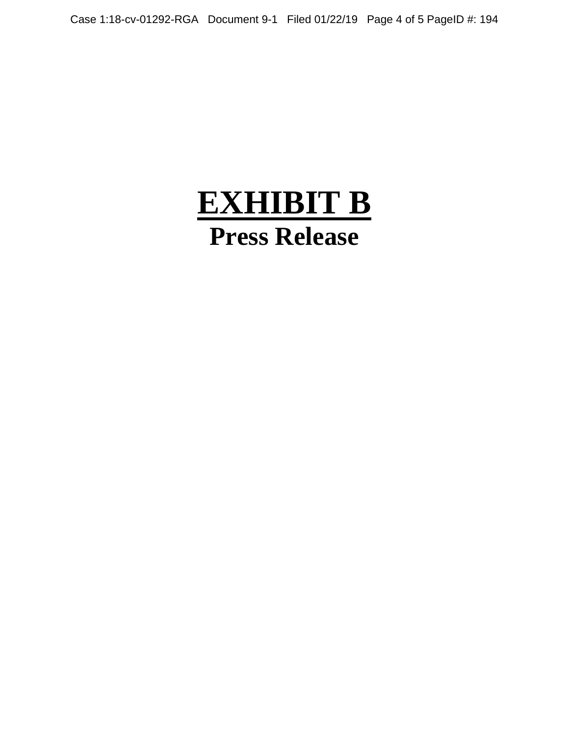# EXHIBIT B

## Press Release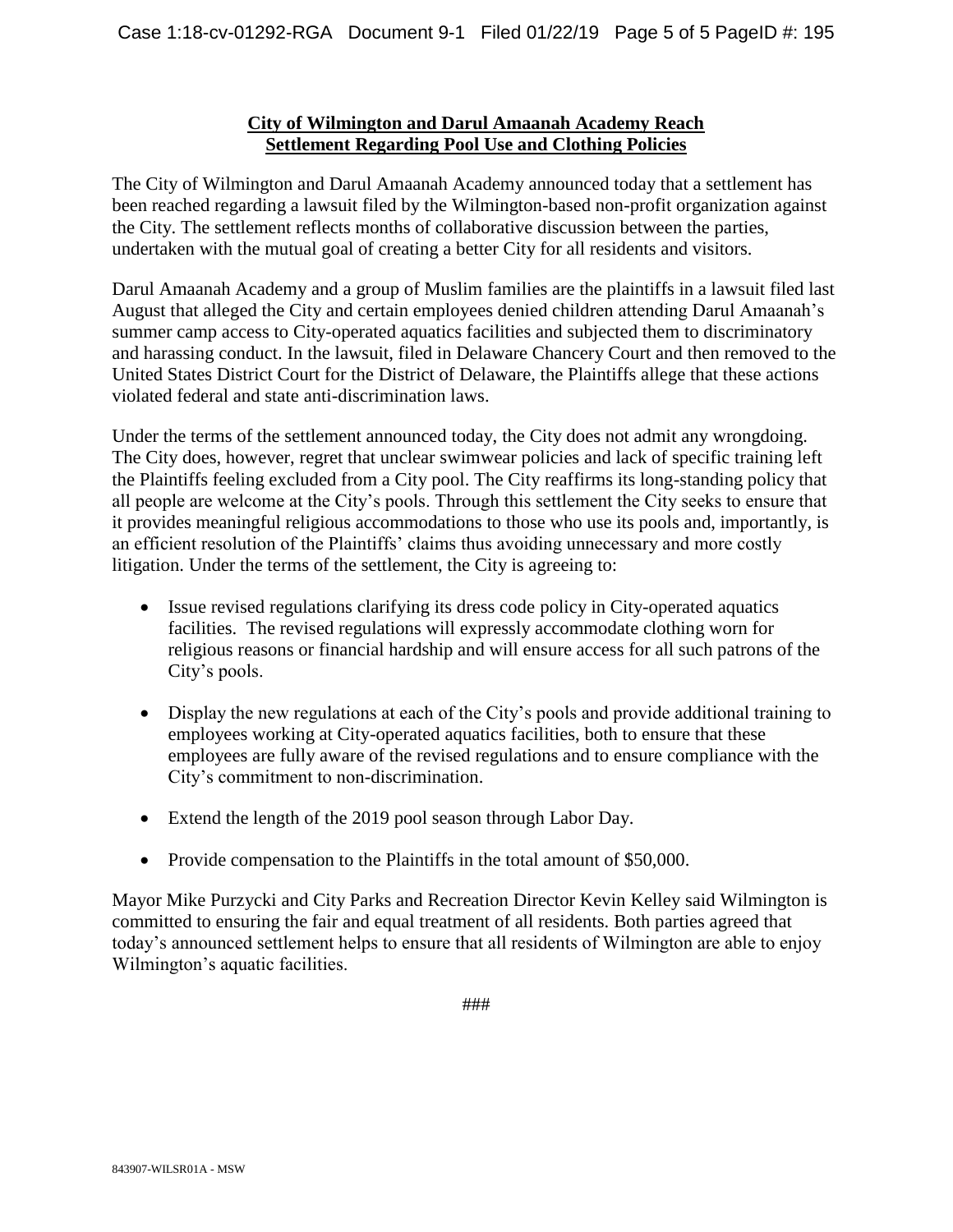**City of Wilmington and Darul Amaanah Academy Reach Settlement Regarding Pool Use and Clothing Policies**

The City of Wilmington and Darul Amaanah Academy announced today that a settlement has been reached regarding a lawsuit filed by the Wilmington-based non-profit organization against the City. The settlement reflects months of collaborative discussion between the parties, undertaken with the mutual goal of creating a better City for all residents and visitors.

Darul Amaanah Academy and a group of Muslim families are the plaintiffs in a lawsuit filed last August that alleged the City and certain employees denied children attending Darul Amaanah's summer camp access to City-operated aquatics facilities and subjected them to discriminatory and harassing conduct. In the lawsuit, filed in Delaware Chancery Court and then removed to the United States District Court for the District of Delaware, the Plaintiffs allege that these actions violated federal and state anti-discrimination laws.

Under the terms of the settlement announced today, the City does not admit any wrongdoing. The City does, however, regret that unclear swimwear policies and lack of specific training left the Plaintiffs feeling excluded from a City pool. The City reaffirms its long-standing policy that all people are welcome at the City's pools. Through this settlement the City seeks to ensure that it provides meaningful religious accommodations to those who use its pools and, importantly, is an efficient resolution of the Plaintiffs' claims thus avoiding unnecessary and more costly litigation. Under the terms of the settlement, the City is agreeing to:

- Issue revised regulations clarifying its dress code policy in City-operated aquatics facilities. The revised regulations will expressly accommodate clothing worn for religious reasons or financial hardship and will ensure access for all such patrons of the City's pools.
- Display the new regulations at each of the City's pools and provide additional training to employees working at City-operated aquatics facilities, both to ensure that these employees are fully aware of the revised regulations and to ensure compliance with the City's commitment to non-discrimination.
- Extend the length of the 2019 pool season through Labor Day.
- Provide compensation to the Plaintiffs in the total amount of $50,000.

Mayor Mike Purzycki and City Parks and Recreation Director Kevin Kelley said Wilmington is committed to ensuring the fair and equal treatment of all residents. Both parties agreed that today's announced settlement helps to ensure that all residents of Wilmington are able to enjoy Wilmington's aquatic facilities.

###

843907-WILSR01A - MSW